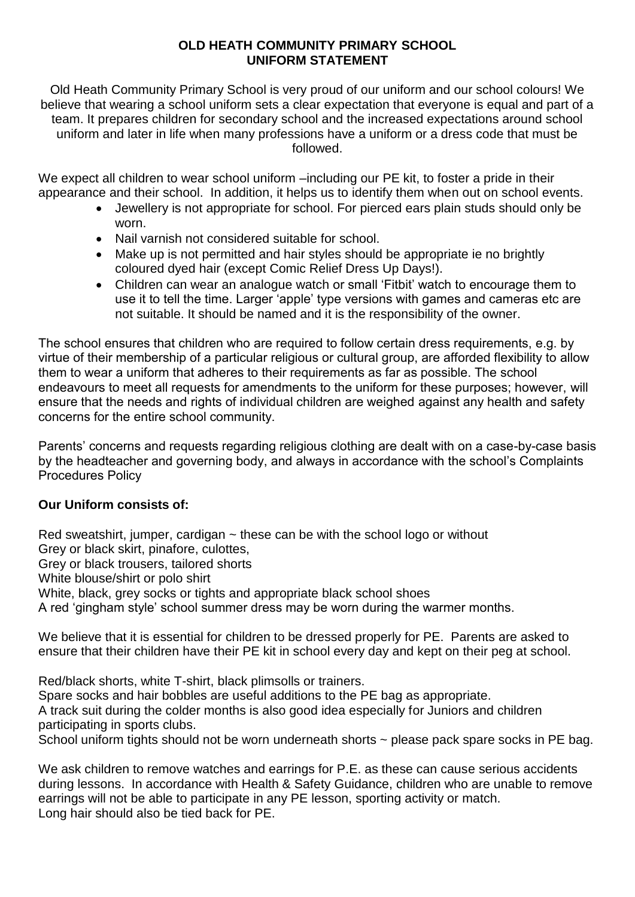# OLD HEATH COMMUNITY PRIMARY SCHOOL
## UNIFORM STATEMENT

Old Heath Community Primary School is very proud of our uniform and our school colours! We believe that wearing a school uniform sets a clear expectation that everyone is equal and part of a team. It prepares children for secondary school and the increased expectations around school uniform and later in life when many professions have a uniform or a dress code that must be followed.

We expect all children to wear school uniform –including our PE kit, to foster a pride in their appearance and their school. In addition, it helps us to identify them when out on school events.

- Jewellery is not appropriate for school. For pierced ears plain studs should only be worn.
- Nail varnish not considered suitable for school.
- Make up is not permitted and hair styles should be appropriate ie no brightly coloured dyed hair (except Comic Relief Dress Up Days!).
- Children can wear an analogue watch or small 'Fitbit' watch to encourage them to use it to tell the time. Larger 'apple' type versions with games and cameras etc are not suitable. It should be named and it is the responsibility of the owner.

The school ensures that children who are required to follow certain dress requirements, e.g. by virtue of their membership of a particular religious or cultural group, are afforded flexibility to allow them to wear a uniform that adheres to their requirements as far as possible. The school endeavours to meet all requests for amendments to the uniform for these purposes; however, will ensure that the needs and rights of individual children are weighed against any health and safety concerns for the entire school community.

Parents' concerns and requests regarding religious clothing are dealt with on a case-by-case basis by the headteacher and governing body, and always in accordance with the school's Complaints Procedures Policy

**Our Uniform consists of:**

Red sweatshirt, jumper, cardigan ~ these can be with the school logo or without
Grey or black skirt, pinafore, culottes,
Grey or black trousers, tailored shorts
White blouse/shirt or polo shirt
White, black, grey socks or tights and appropriate black school shoes
A red 'gingham style' school summer dress may be worn during the warmer months.

We believe that it is essential for children to be dressed properly for PE. Parents are asked to ensure that their children have their PE kit in school every day and kept on their peg at school.

Red/black shorts, white T-shirt, black plimsolls or trainers.
Spare socks and hair bobbles are useful additions to the PE bag as appropriate.
A track suit during the colder months is also good idea especially for Juniors and children participating in sports clubs.
School uniform tights should not be worn underneath shorts ~ please pack spare socks in PE bag.

We ask children to remove watches and earrings for P.E. as these can cause serious accidents during lessons. In accordance with Health & Safety Guidance, children who are unable to remove earrings will not be able to participate in any PE lesson, sporting activity or match.
Long hair should also be tied back for PE.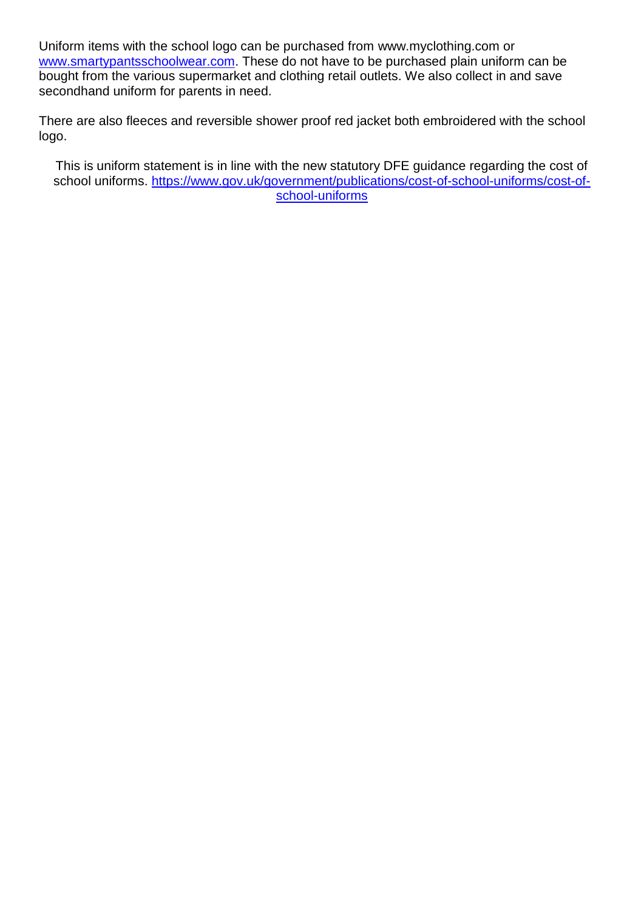Uniform items with the school logo can be purchased from www.myclothing.com or [www.smartypantsschoolwear.com](http://www.smartypantsschoolwear.com). These do not have to be purchased plain uniform can be bought from the various supermarket and clothing retail outlets. We also collect in and save secondhand uniform for parents in need.

There are also fleeces and reversible shower proof red jacket both embroidered with the school logo.

This is uniform statement is in line with the new statutory DFE guidance regarding the cost of school uniforms. [https://www.gov.uk/government/publications/cost-of-school-uniforms/cost-of-school-uniforms](https://www.gov.uk/government/publications/cost-of-school-uniforms/cost-of-school-uniforms)